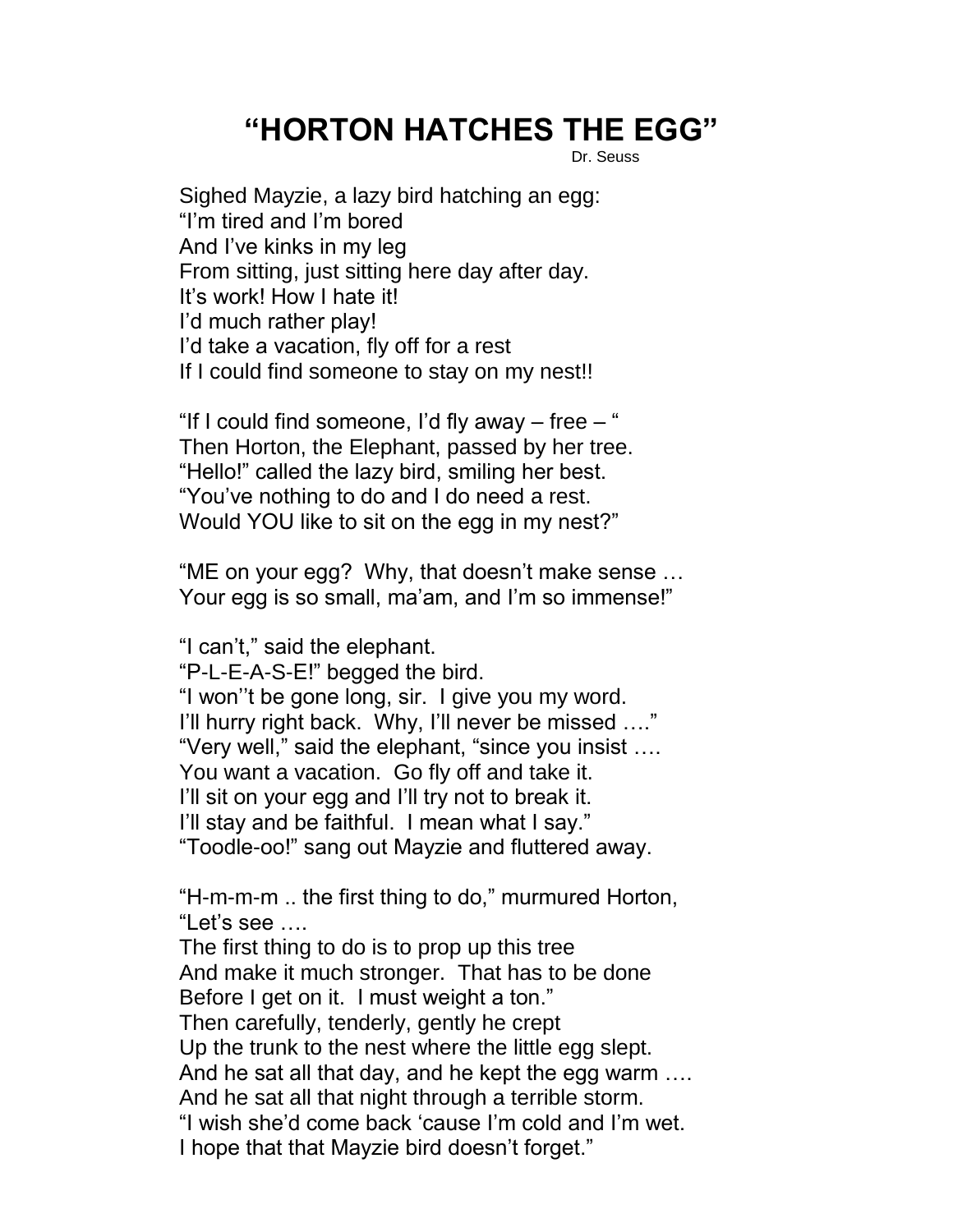# "HORTON HATCHES THE EGG"

Dr. Seuss

Sighed Mayzie, a lazy bird hatching an egg:
"I'm tired and I'm bored
And I've kinks in my leg
From sitting, just sitting here day after day.
It's work! How I hate it!
I'd much rather play!
I'd take a vacation, fly off for a rest
If I could find someone to stay on my nest!!

"If I could find someone, I'd fly away – free – "
Then Horton, the Elephant, passed by her tree.
"Hello!" called the lazy bird, smiling her best.
"You've nothing to do and I do need a rest.
Would YOU like to sit on the egg in my nest?"

"ME on your egg? Why, that doesn't make sense …
Your egg is so small, ma'am, and I'm so immense!"

"I can't," said the elephant.
"P-L-E-A-S-E!" begged the bird.
"I won''t be gone long, sir. I give you my word.
I'll hurry right back. Why, I'll never be missed …."
"Very well," said the elephant, "since you insist ….
You want a vacation. Go fly off and take it.
I'll sit on your egg and I'll try not to break it.
I'll stay and be faithful. I mean what I say."
"Toodle-oo!" sang out Mayzie and fluttered away.

"H-m-m-m .. the first thing to do," murmured Horton,
"Let's see ….
The first thing to do is to prop up this tree
And make it much stronger. That has to be done
Before I get on it. I must weight a ton."
Then carefully, tenderly, gently he crept
Up the trunk to the nest where the little egg slept.
And he sat all that day, and he kept the egg warm ….
And he sat all that night through a terrible storm.
"I wish she'd come back 'cause I'm cold and I'm wet.
I hope that that Mayzie bird doesn't forget."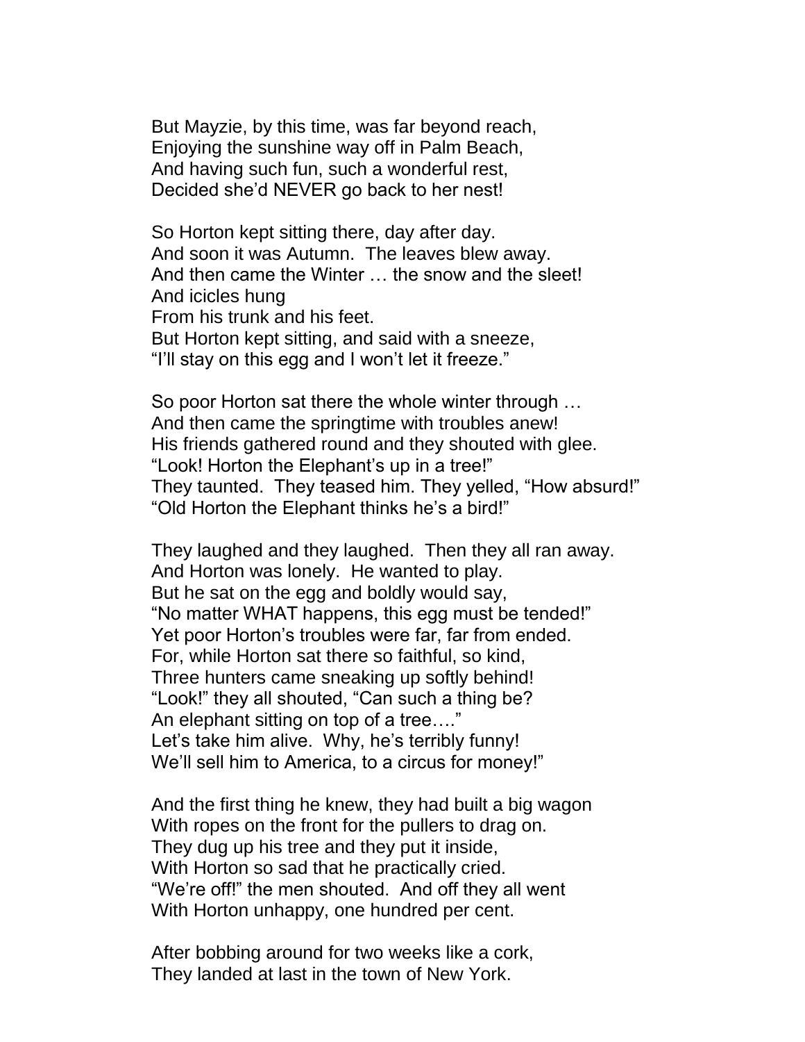But Mayzie, by this time, was far beyond reach,
Enjoying the sunshine way off in Palm Beach,
And having such fun, such a wonderful rest,
Decided she'd NEVER go back to her nest!

So Horton kept sitting there, day after day.
And soon it was Autumn. The leaves blew away.
And then came the Winter … the snow and the sleet!
And icicles hung
From his trunk and his feet.
But Horton kept sitting, and said with a sneeze,
"I'll stay on this egg and I won't let it freeze."

So poor Horton sat there the whole winter through …
And then came the springtime with troubles anew!
His friends gathered round and they shouted with glee.
"Look! Horton the Elephant's up in a tree!"
They taunted. They teased him. They yelled, "How absurd!"
"Old Horton the Elephant thinks he's a bird!"

They laughed and they laughed. Then they all ran away.
And Horton was lonely. He wanted to play.
But he sat on the egg and boldly would say,
"No matter WHAT happens, this egg must be tended!"
Yet poor Horton's troubles were far, far from ended.
For, while Horton sat there so faithful, so kind,
Three hunters came sneaking up softly behind!
"Look!" they all shouted, "Can such a thing be?
An elephant sitting on top of a tree…."
Let's take him alive. Why, he's terribly funny!
We'll sell him to America, to a circus for money!"

And the first thing he knew, they had built a big wagon
With ropes on the front for the pullers to drag on.
They dug up his tree and they put it inside,
With Horton so sad that he practically cried.
"We're off!" the men shouted. And off they all went
With Horton unhappy, one hundred per cent.

After bobbing around for two weeks like a cork,
They landed at last in the town of New York.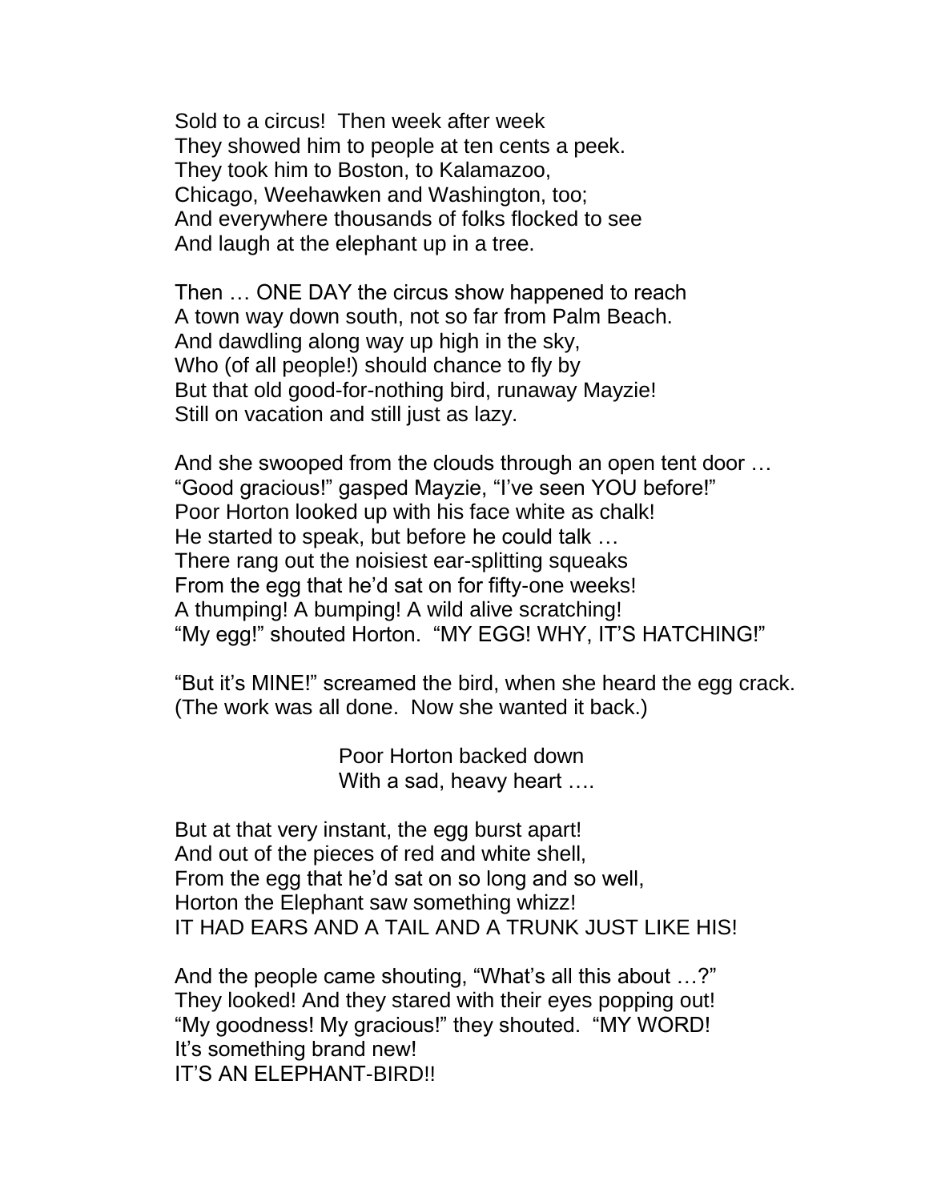Sold to a circus! Then week after week
They showed him to people at ten cents a peek.
They took him to Boston, to Kalamazoo,
Chicago, Weehawken and Washington, too;
And everywhere thousands of folks flocked to see
And laugh at the elephant up in a tree.

Then … ONE DAY the circus show happened to reach
A town way down south, not so far from Palm Beach.
And dawdling along way up high in the sky,
Who (of all people!) should chance to fly by
But that old good-for-nothing bird, runaway Mayzie!
Still on vacation and still just as lazy.

And she swooped from the clouds through an open tent door …
"Good gracious!" gasped Mayzie, "I've seen YOU before!"
Poor Horton looked up with his face white as chalk!
He started to speak, but before he could talk …
There rang out the noisiest ear-splitting squeaks
From the egg that he'd sat on for fifty-one weeks!
A thumping! A bumping! A wild alive scratching!
"My egg!" shouted Horton. "MY EGG! WHY, IT'S HATCHING!"

"But it's MINE!" screamed the bird, when she heard the egg crack.
(The work was all done. Now she wanted it back.)

Poor Horton backed down
With a sad, heavy heart ….

But at that very instant, the egg burst apart!
And out of the pieces of red and white shell,
From the egg that he'd sat on so long and so well,
Horton the Elephant saw something whizz!
IT HAD EARS AND A TAIL AND A TRUNK JUST LIKE HIS!

And the people came shouting, "What's all this about …?"
They looked! And they stared with their eyes popping out!
"My goodness! My gracious!" they shouted. "MY WORD!
It's something brand new!
IT'S AN ELEPHANT-BIRD!!